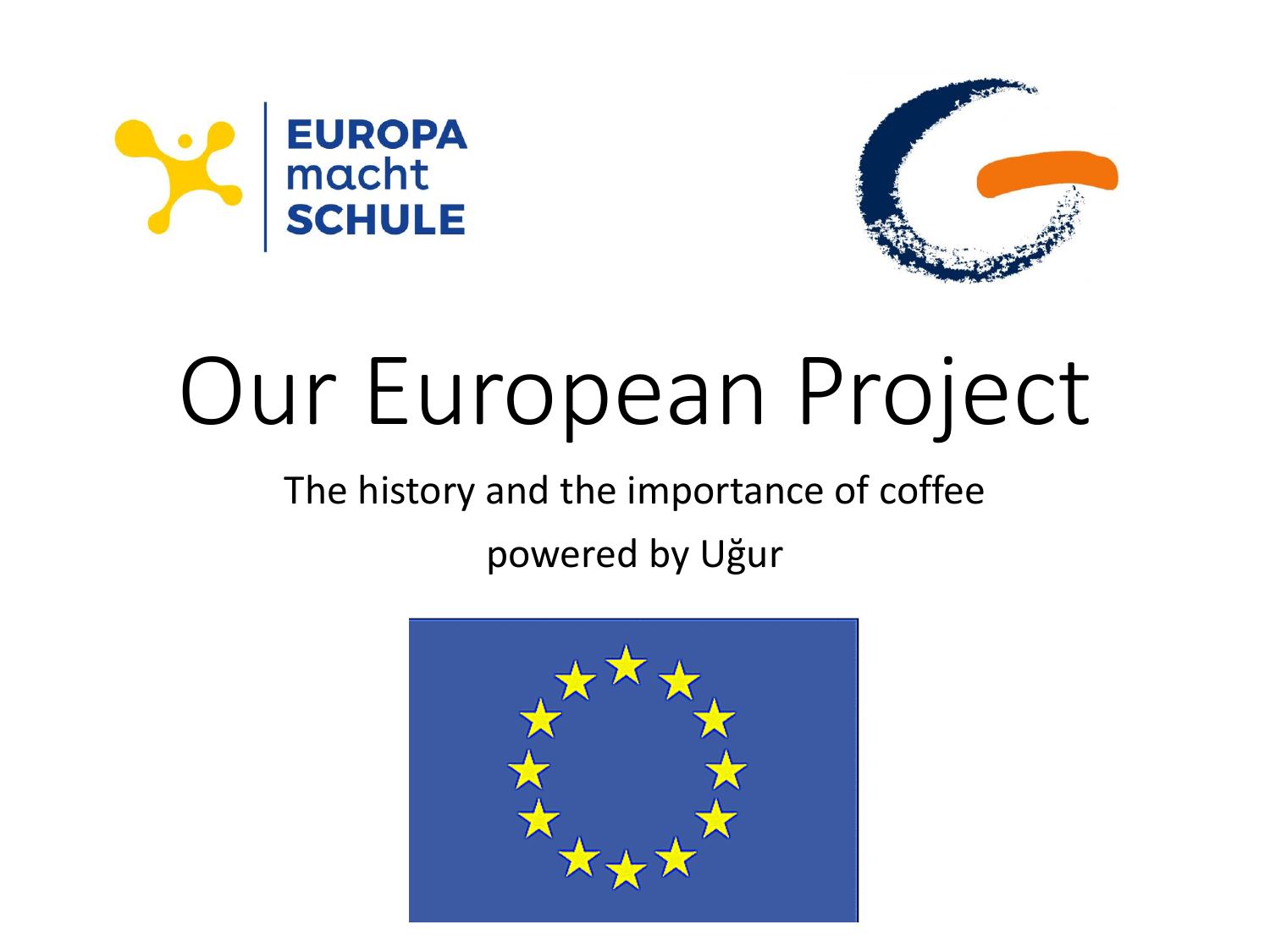EUROPA
macht
SCHULE

# Our European Project

The history and the importance of coffee

powered by Uğur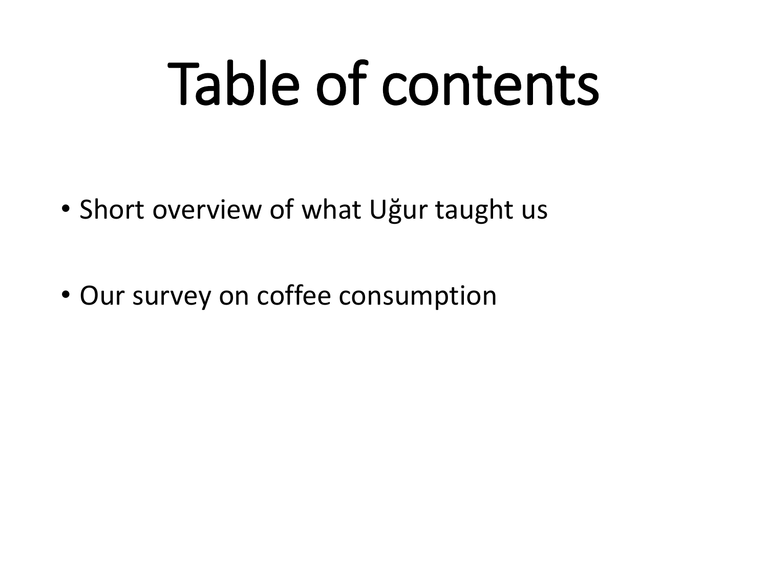# Table of contents

- Short overview of what Uğur taught us
- Our survey on coffee consumption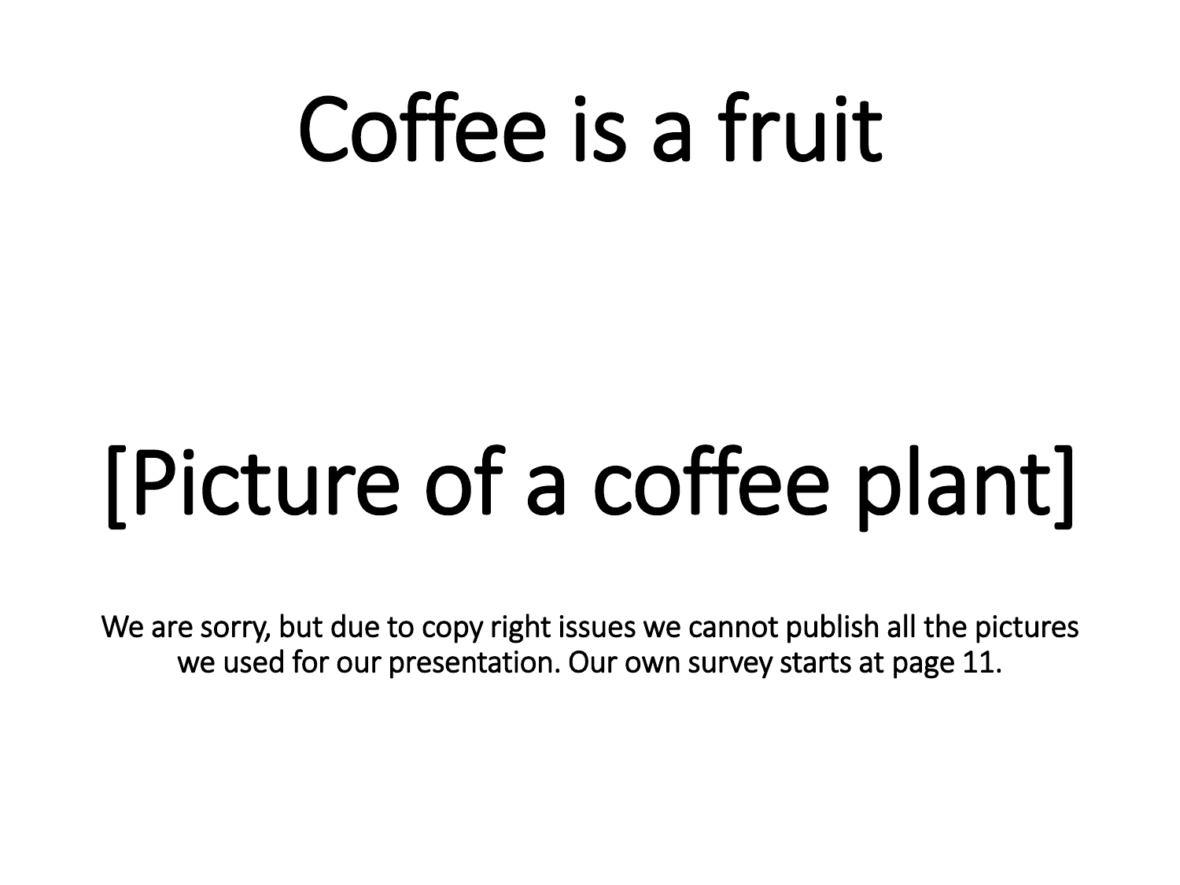# Coffee is a fruit

[Picture of a coffee plant]

We are sorry, but due to copy right issues we cannot publish all the pictures we used for our presentation. Our own survey starts at page 11.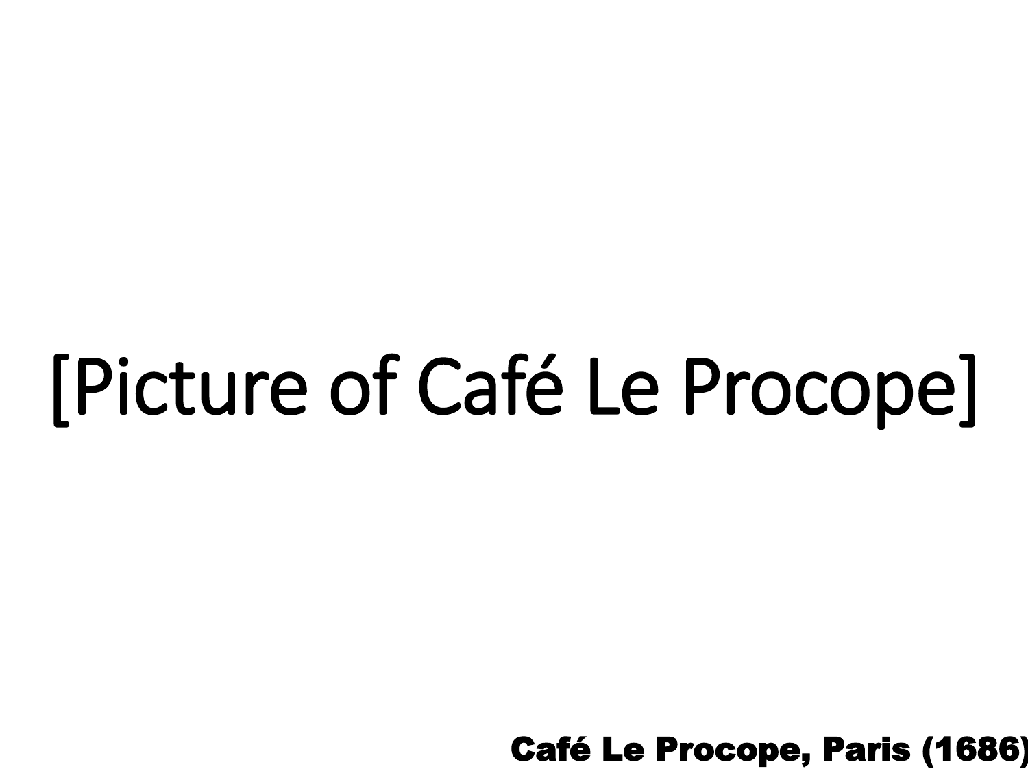[Picture of Café Le Procope]

**Café Le Procope, Paris (1686)**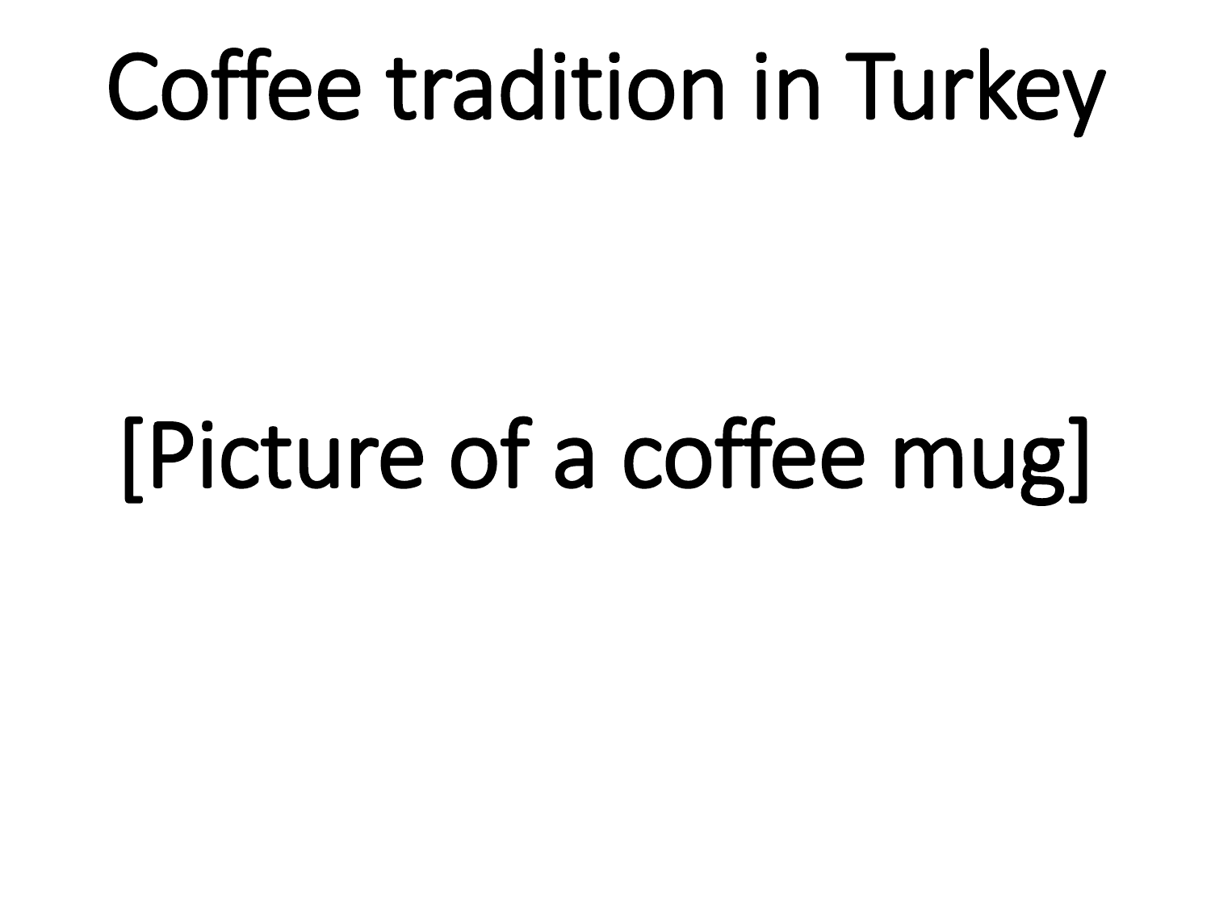# Coffee tradition in Turkey

[Picture of a coffee mug]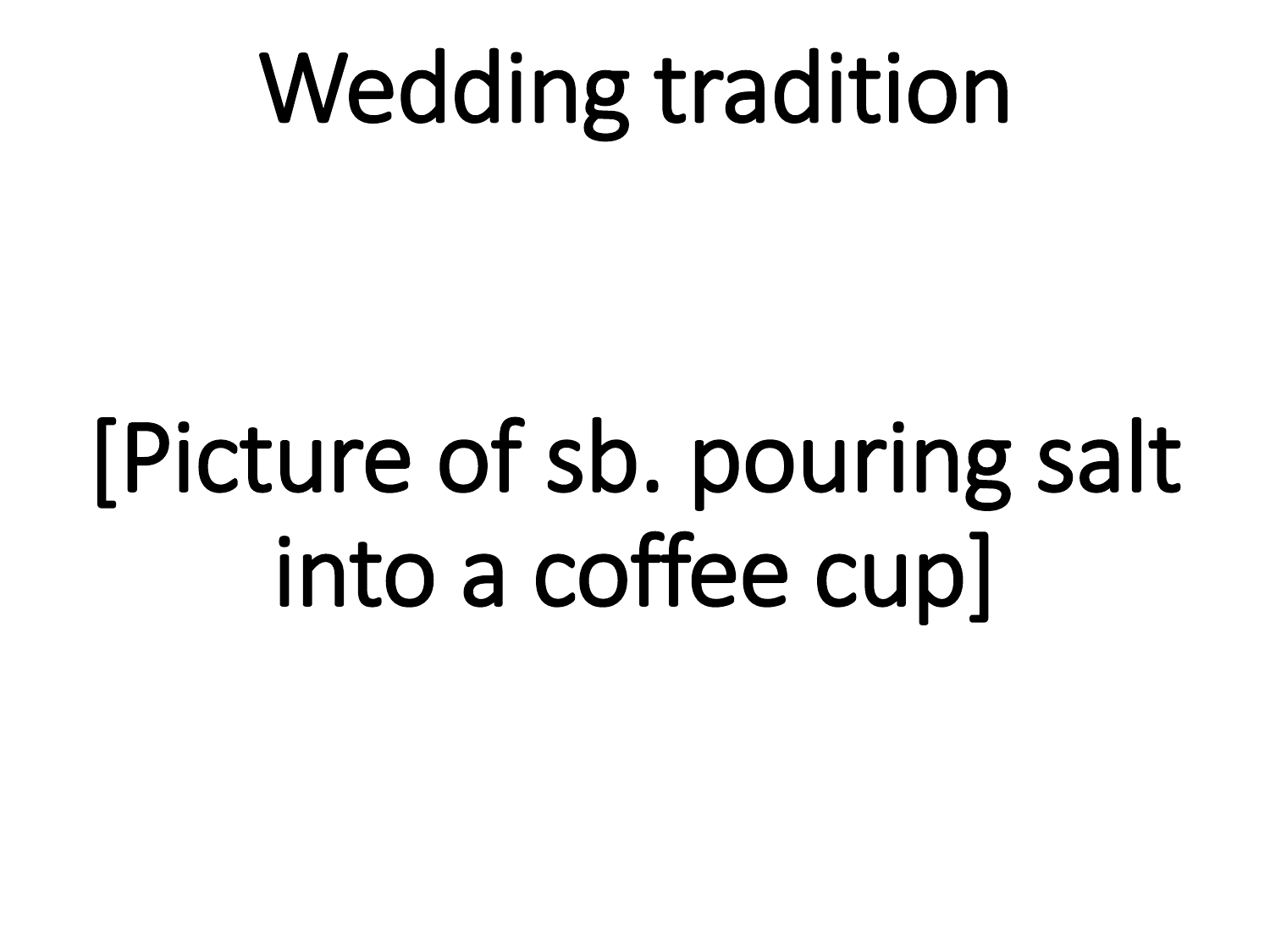# Wedding tradition

[Picture of sb. pouring salt into a coffee cup]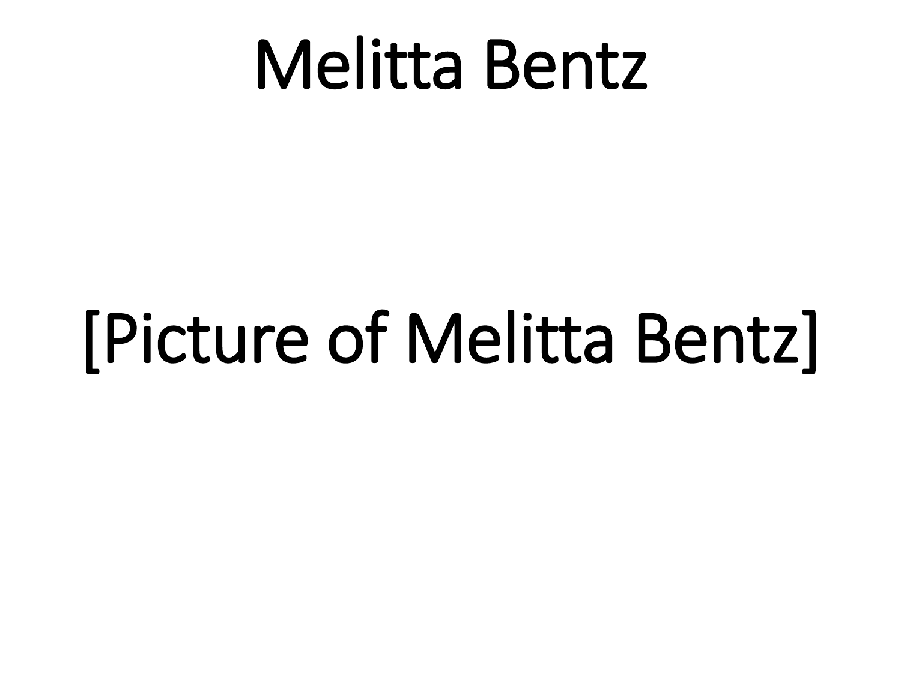# Melitta Bentz

[Picture of Melitta Bentz]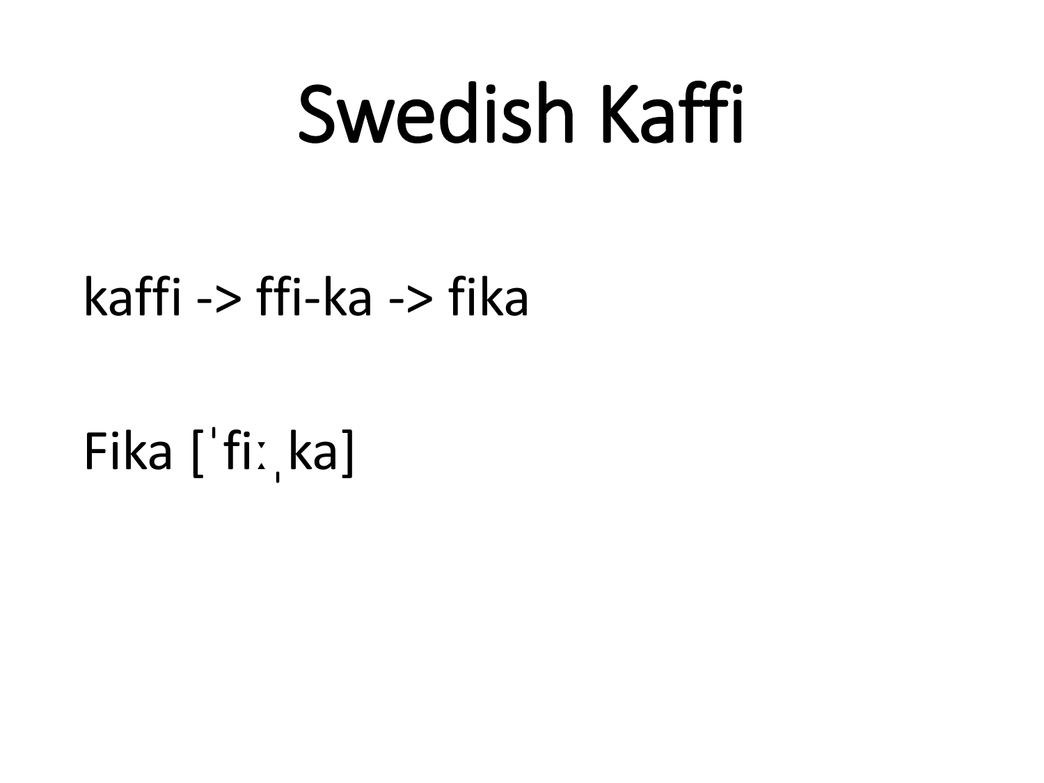# Swedish Kaffi

kaffi -> ffi-ka -> fika

Fika [ˈfiːˌka]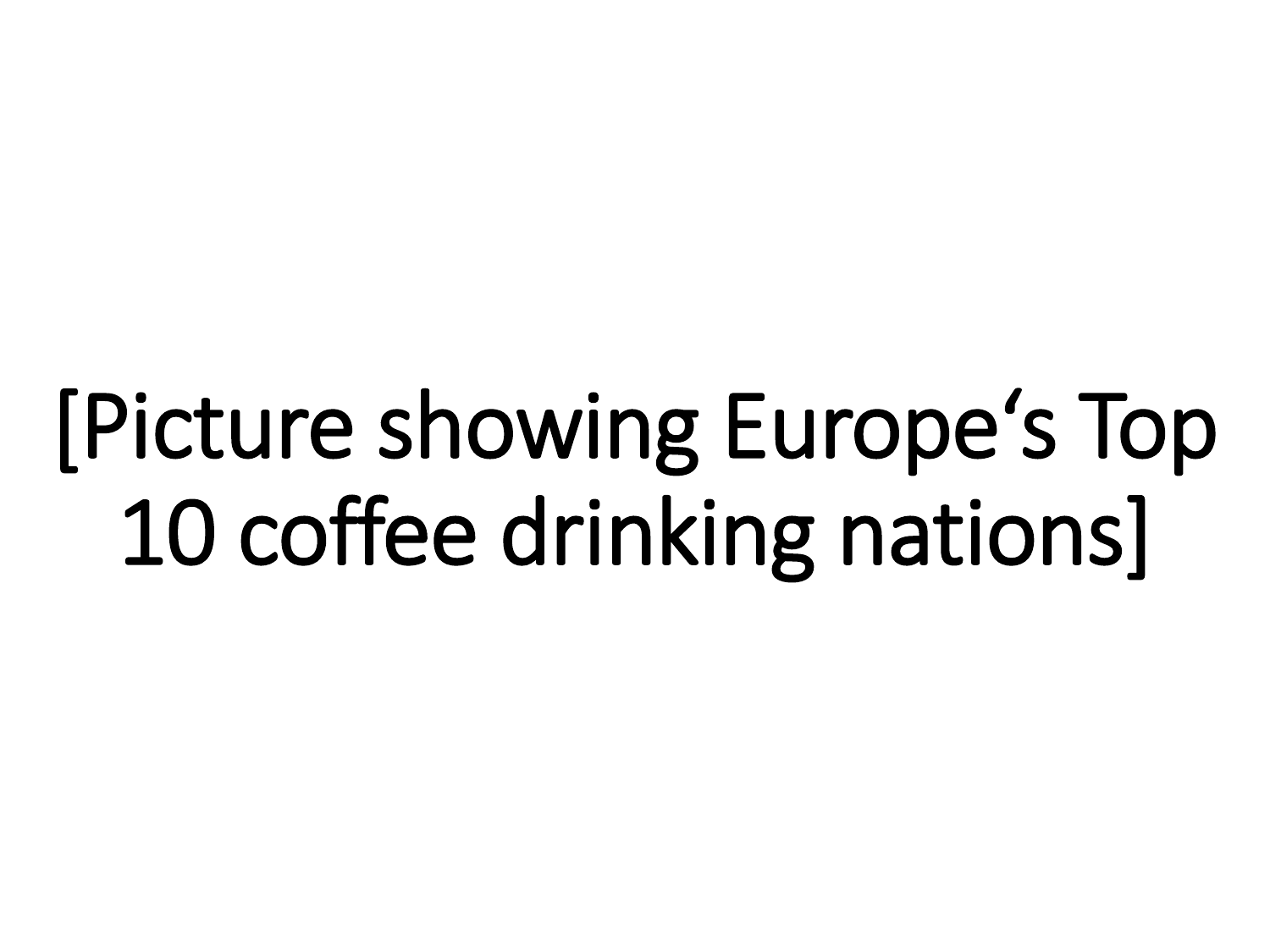[Picture showing Europe's Top 10 coffee drinking nations]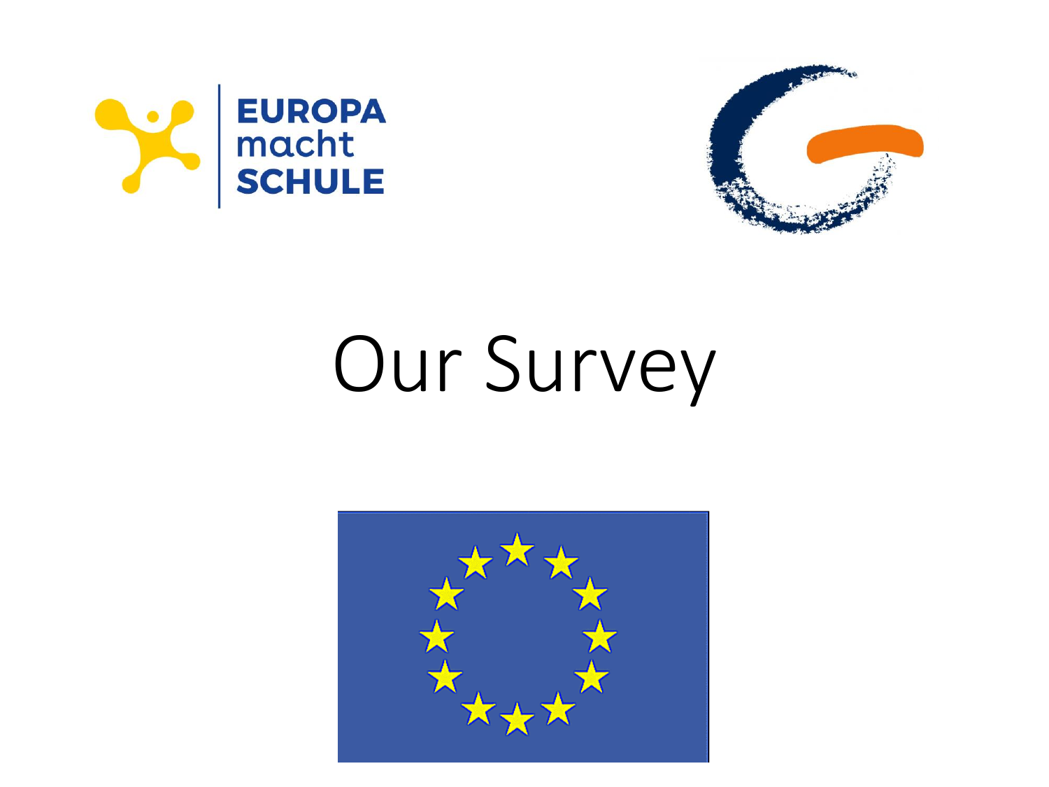EUROPA macht SCHULE

# Our Survey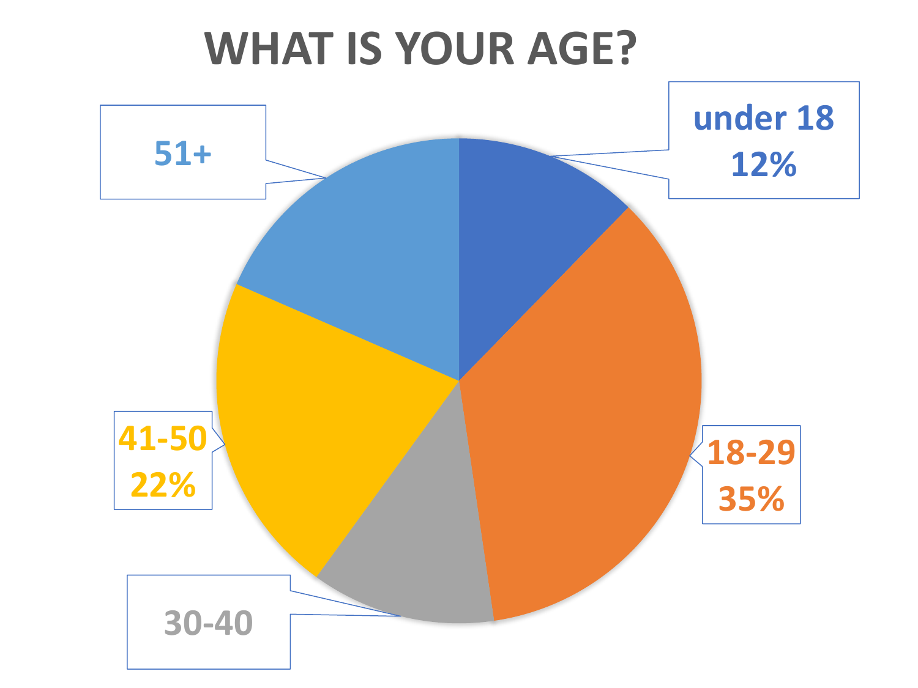# WHAT IS YOUR AGE?

under 18
12%

18-29
35%

30-40

41-50
22%

51+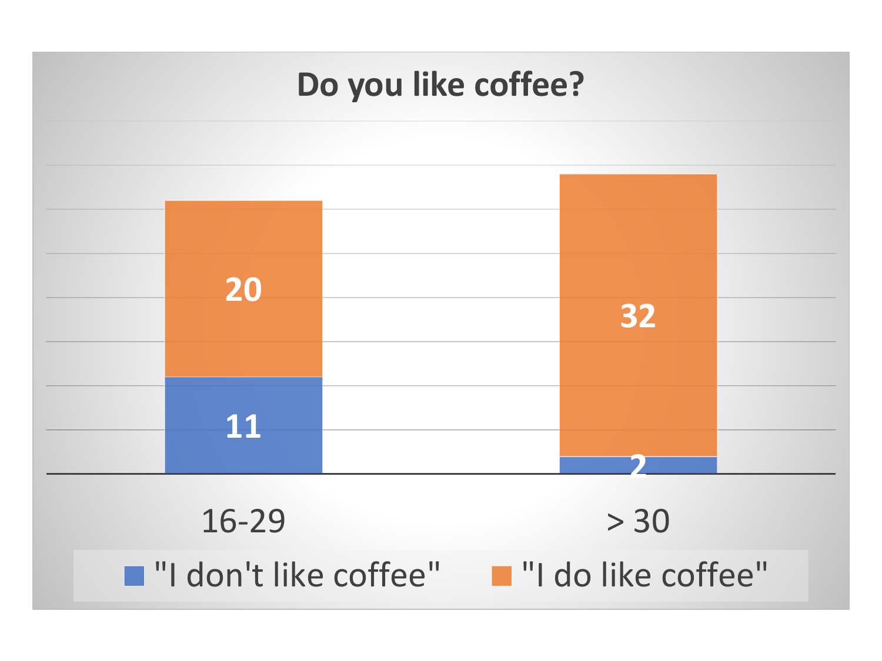# Do you like coffee?

| | "I don't like coffee" | "I do like coffee" |
|---|---|---|
| 16-29 | 11 | 20 |
| > 30 | 2 | 32 |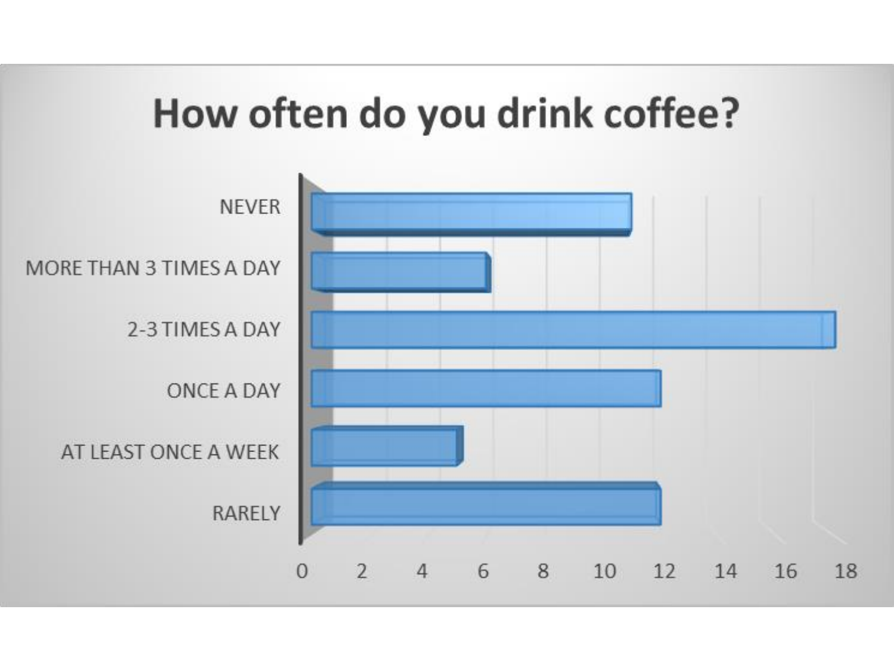# How often do you drink coffee?

| Response | Value |
| --- | --- |
| NEVER | 11 |
| MORE THAN 3 TIMES A DAY | 6 |
| 2-3 TIMES A DAY | 18 |
| ONCE A DAY | 12 |
| AT LEAST ONCE A WEEK | 5 |
| RARELY | 12 |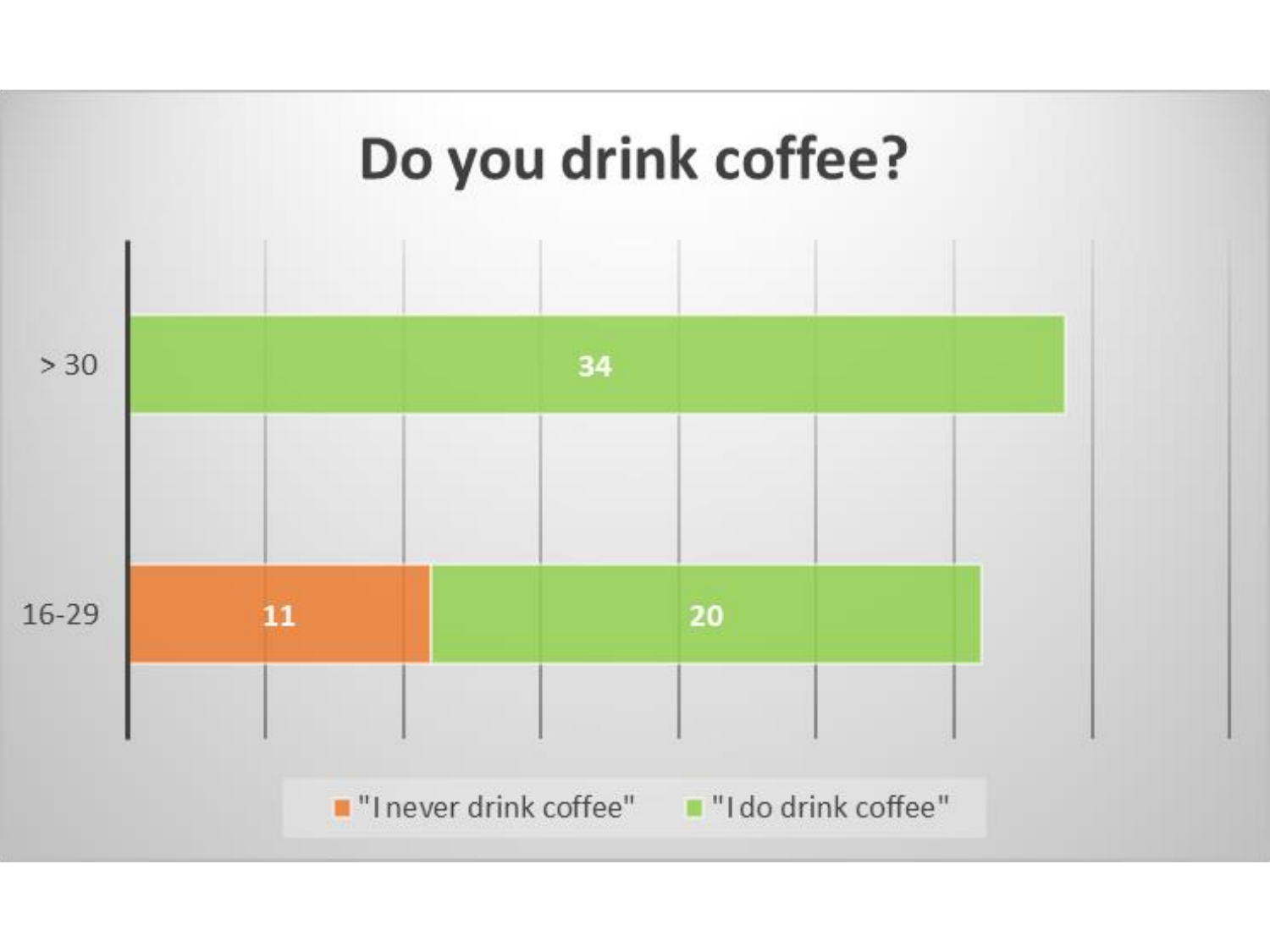# Do you drink coffee?

| | "I never drink coffee" | "I do drink coffee" |
|---|---|---|
| > 30 | | 34 |
| 16-29 | 11 | 20 |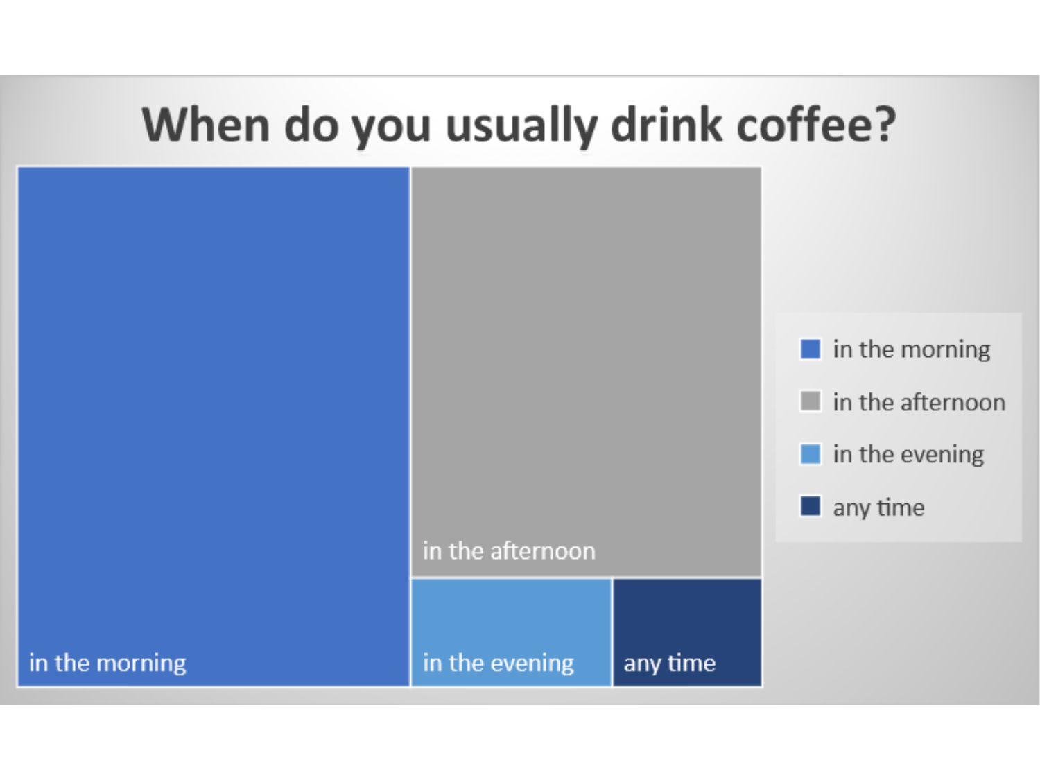# When do you usually drink coffee?

- in the morning
- in the afternoon
- in the evening
- any time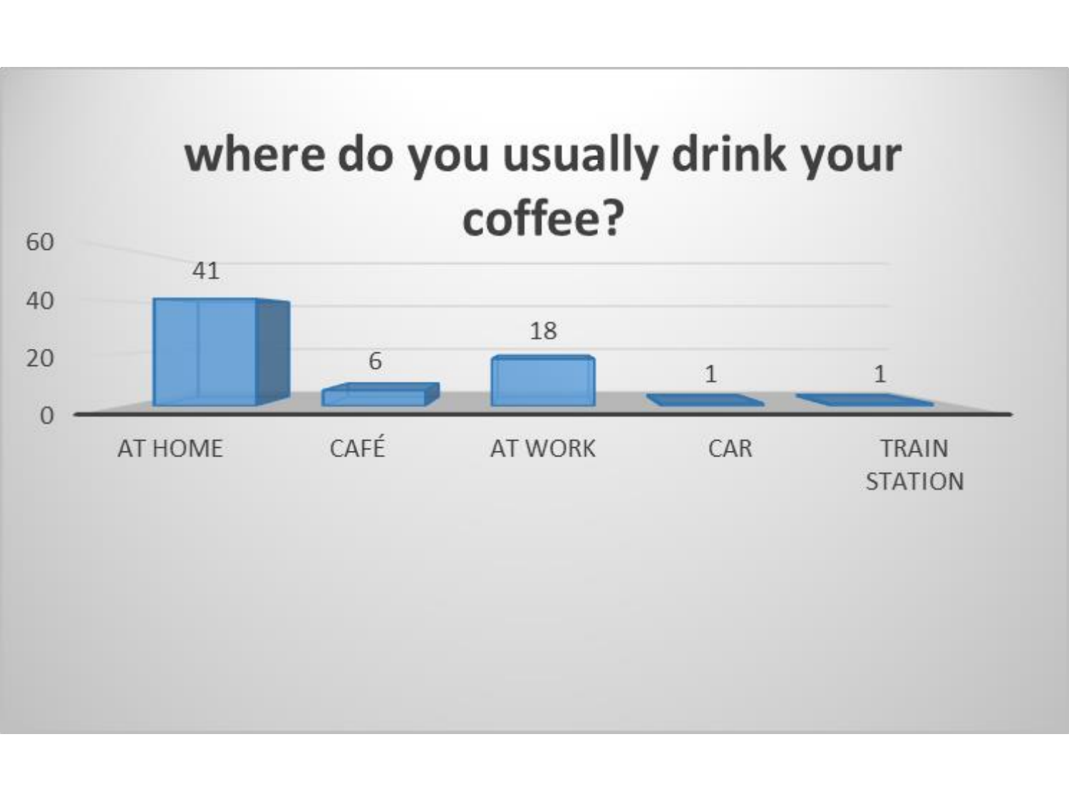## where do you usually drink your coffee?

| Location | Count |
|---|---|
| AT HOME | 41 |
| CAFÉ | 6 |
| AT WORK | 18 |
| CAR | 1 |
| TRAIN STATION | 1 |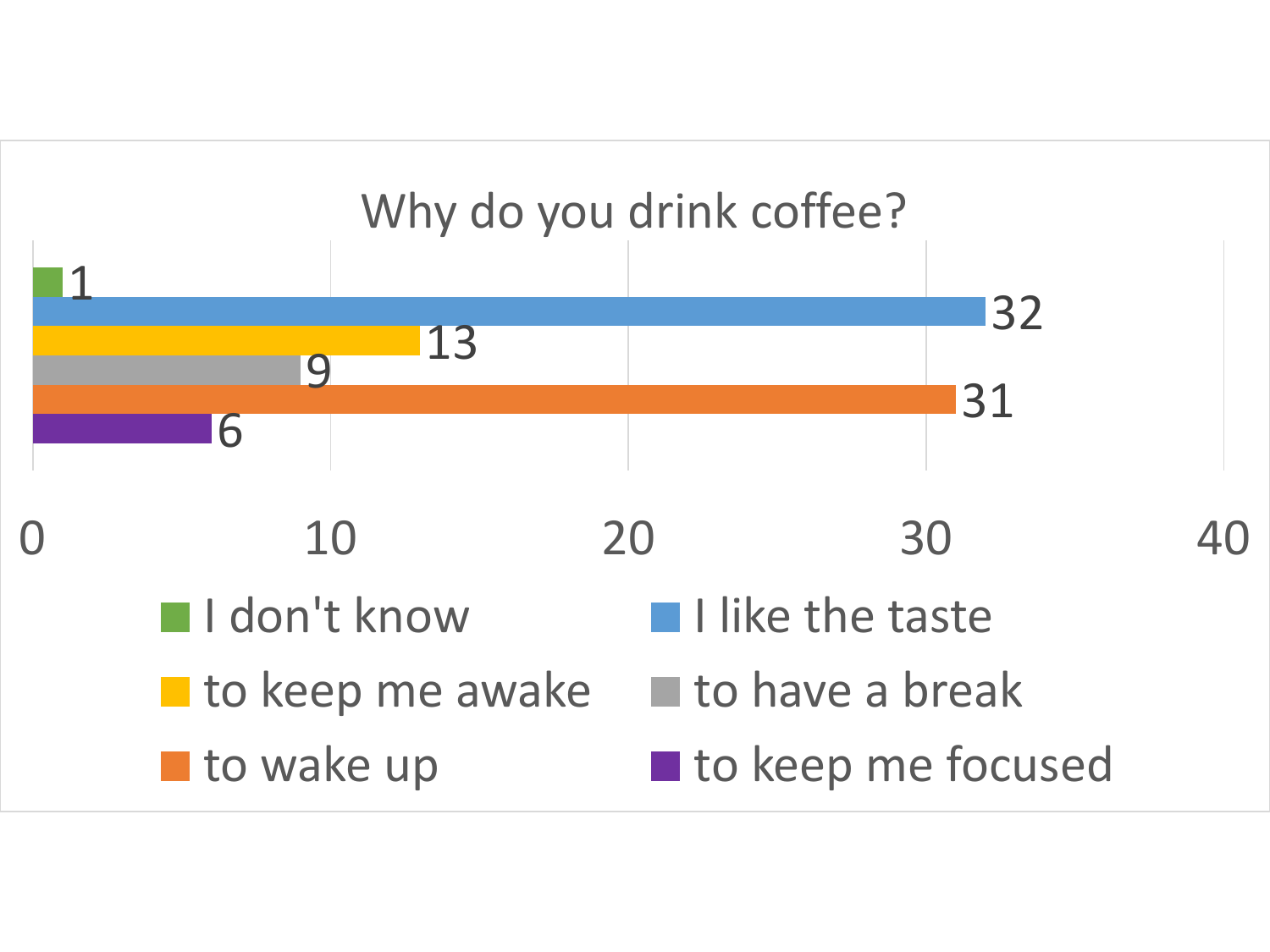## Why do you drink coffee?

| Response | Count |
| --- | --- |
| I don't know | 1 |
| I like the taste | 32 |
| to keep me awake | 13 |
| to have a break | 9 |
| to wake up | 31 |
| to keep me focused | 6 |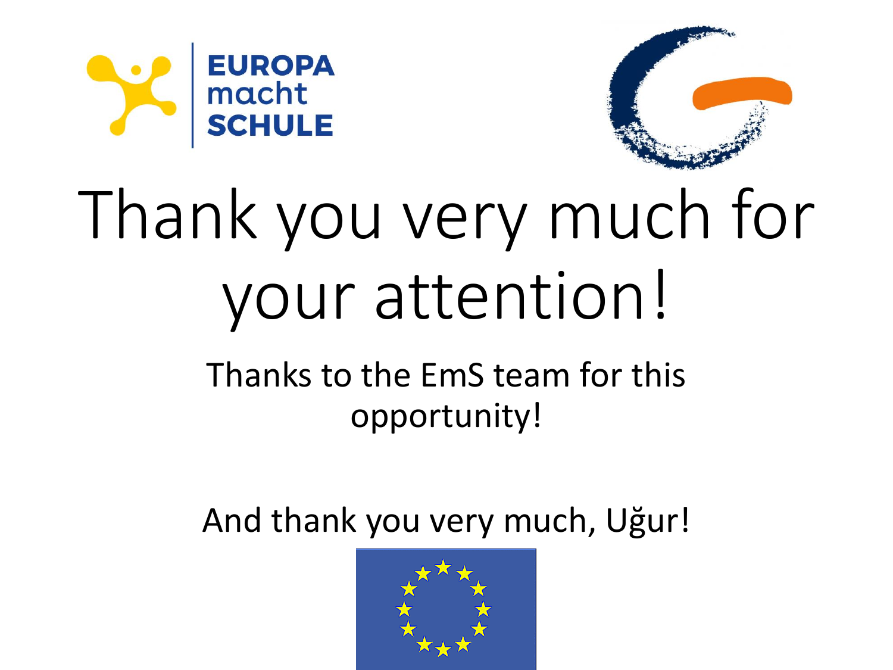EUROPA
macht
SCHULE

# Thank you very much for your attention!

Thanks to the EmS team for this opportunity!

And thank you very much, Uğur!